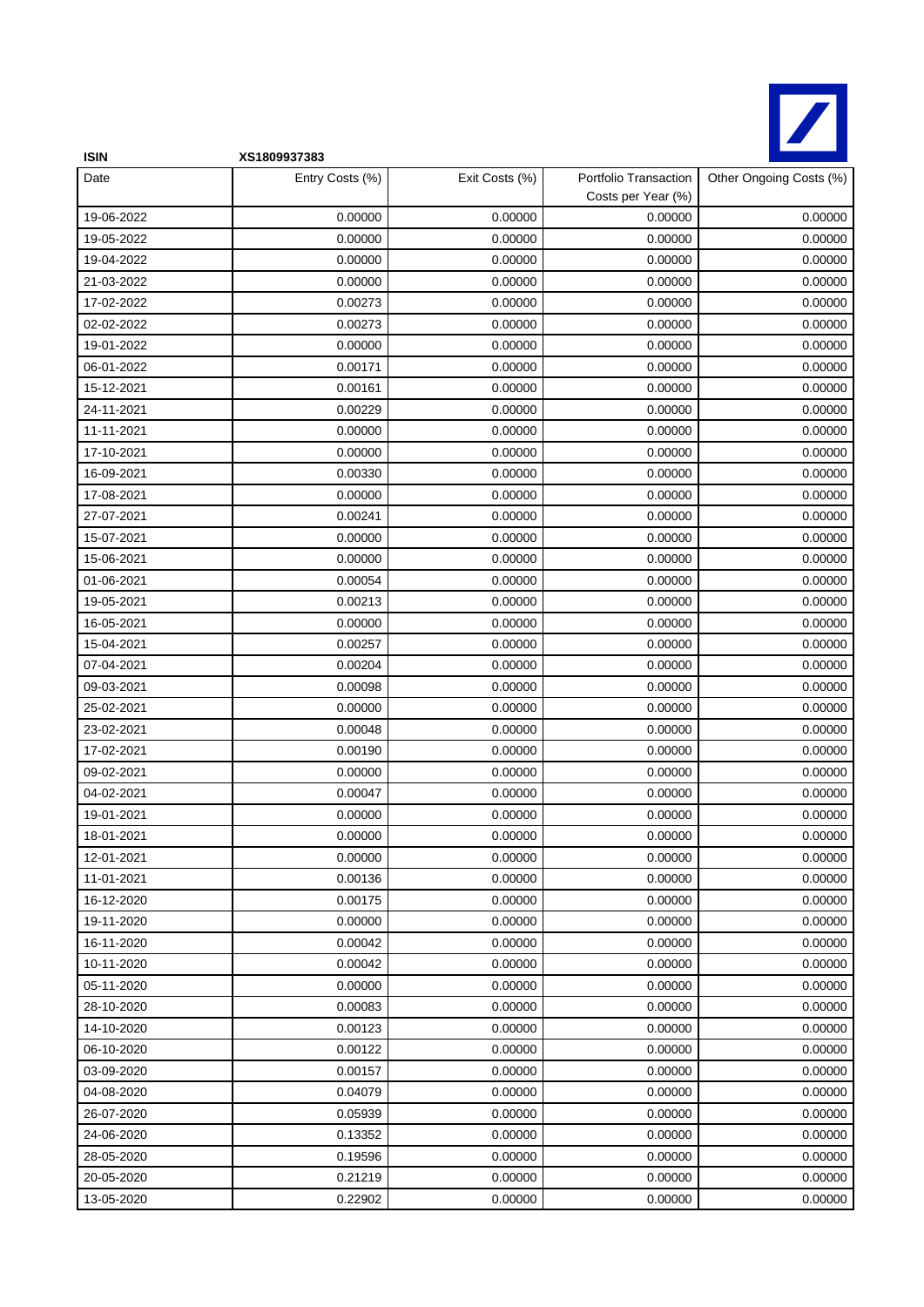**ISIN** **XS1809937383**

| Date | Entry Costs (%) | Exit Costs (%) | Portfolio Transaction Costs per Year (%) | Other Ongoing Costs (%) |
|---|---|---|---|---|
| 19-06-2022 | 0.00000 | 0.00000 | 0.00000 | 0.00000 |
| 19-05-2022 | 0.00000 | 0.00000 | 0.00000 | 0.00000 |
| 19-04-2022 | 0.00000 | 0.00000 | 0.00000 | 0.00000 |
| 21-03-2022 | 0.00000 | 0.00000 | 0.00000 | 0.00000 |
| 17-02-2022 | 0.00273 | 0.00000 | 0.00000 | 0.00000 |
| 02-02-2022 | 0.00273 | 0.00000 | 0.00000 | 0.00000 |
| 19-01-2022 | 0.00000 | 0.00000 | 0.00000 | 0.00000 |
| 06-01-2022 | 0.00171 | 0.00000 | 0.00000 | 0.00000 |
| 15-12-2021 | 0.00161 | 0.00000 | 0.00000 | 0.00000 |
| 24-11-2021 | 0.00229 | 0.00000 | 0.00000 | 0.00000 |
| 11-11-2021 | 0.00000 | 0.00000 | 0.00000 | 0.00000 |
| 17-10-2021 | 0.00000 | 0.00000 | 0.00000 | 0.00000 |
| 16-09-2021 | 0.00330 | 0.00000 | 0.00000 | 0.00000 |
| 17-08-2021 | 0.00000 | 0.00000 | 0.00000 | 0.00000 |
| 27-07-2021 | 0.00241 | 0.00000 | 0.00000 | 0.00000 |
| 15-07-2021 | 0.00000 | 0.00000 | 0.00000 | 0.00000 |
| 15-06-2021 | 0.00000 | 0.00000 | 0.00000 | 0.00000 |
| 01-06-2021 | 0.00054 | 0.00000 | 0.00000 | 0.00000 |
| 19-05-2021 | 0.00213 | 0.00000 | 0.00000 | 0.00000 |
| 16-05-2021 | 0.00000 | 0.00000 | 0.00000 | 0.00000 |
| 15-04-2021 | 0.00257 | 0.00000 | 0.00000 | 0.00000 |
| 07-04-2021 | 0.00204 | 0.00000 | 0.00000 | 0.00000 |
| 09-03-2021 | 0.00098 | 0.00000 | 0.00000 | 0.00000 |
| 25-02-2021 | 0.00000 | 0.00000 | 0.00000 | 0.00000 |
| 23-02-2021 | 0.00048 | 0.00000 | 0.00000 | 0.00000 |
| 17-02-2021 | 0.00190 | 0.00000 | 0.00000 | 0.00000 |
| 09-02-2021 | 0.00000 | 0.00000 | 0.00000 | 0.00000 |
| 04-02-2021 | 0.00047 | 0.00000 | 0.00000 | 0.00000 |
| 19-01-2021 | 0.00000 | 0.00000 | 0.00000 | 0.00000 |
| 18-01-2021 | 0.00000 | 0.00000 | 0.00000 | 0.00000 |
| 12-01-2021 | 0.00000 | 0.00000 | 0.00000 | 0.00000 |
| 11-01-2021 | 0.00136 | 0.00000 | 0.00000 | 0.00000 |
| 16-12-2020 | 0.00175 | 0.00000 | 0.00000 | 0.00000 |
| 19-11-2020 | 0.00000 | 0.00000 | 0.00000 | 0.00000 |
| 16-11-2020 | 0.00042 | 0.00000 | 0.00000 | 0.00000 |
| 10-11-2020 | 0.00042 | 0.00000 | 0.00000 | 0.00000 |
| 05-11-2020 | 0.00000 | 0.00000 | 0.00000 | 0.00000 |
| 28-10-2020 | 0.00083 | 0.00000 | 0.00000 | 0.00000 |
| 14-10-2020 | 0.00123 | 0.00000 | 0.00000 | 0.00000 |
| 06-10-2020 | 0.00122 | 0.00000 | 0.00000 | 0.00000 |
| 03-09-2020 | 0.00157 | 0.00000 | 0.00000 | 0.00000 |
| 04-08-2020 | 0.04079 | 0.00000 | 0.00000 | 0.00000 |
| 26-07-2020 | 0.05939 | 0.00000 | 0.00000 | 0.00000 |
| 24-06-2020 | 0.13352 | 0.00000 | 0.00000 | 0.00000 |
| 28-05-2020 | 0.19596 | 0.00000 | 0.00000 | 0.00000 |
| 20-05-2020 | 0.21219 | 0.00000 | 0.00000 | 0.00000 |
| 13-05-2020 | 0.22902 | 0.00000 | 0.00000 | 0.00000 |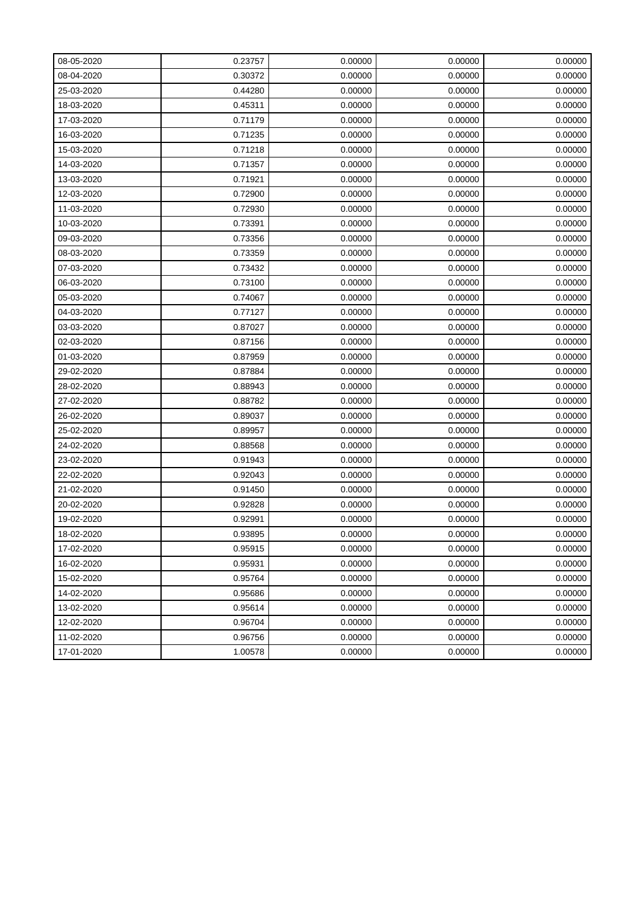| | | | | |
|---|---|---|---|---|
| 08-05-2020 | 0.23757 | 0.00000 | 0.00000 | 0.00000 |
| 08-04-2020 | 0.30372 | 0.00000 | 0.00000 | 0.00000 |
| 25-03-2020 | 0.44280 | 0.00000 | 0.00000 | 0.00000 |
| 18-03-2020 | 0.45311 | 0.00000 | 0.00000 | 0.00000 |
| 17-03-2020 | 0.71179 | 0.00000 | 0.00000 | 0.00000 |
| 16-03-2020 | 0.71235 | 0.00000 | 0.00000 | 0.00000 |
| 15-03-2020 | 0.71218 | 0.00000 | 0.00000 | 0.00000 |
| 14-03-2020 | 0.71357 | 0.00000 | 0.00000 | 0.00000 |
| 13-03-2020 | 0.71921 | 0.00000 | 0.00000 | 0.00000 |
| 12-03-2020 | 0.72900 | 0.00000 | 0.00000 | 0.00000 |
| 11-03-2020 | 0.72930 | 0.00000 | 0.00000 | 0.00000 |
| 10-03-2020 | 0.73391 | 0.00000 | 0.00000 | 0.00000 |
| 09-03-2020 | 0.73356 | 0.00000 | 0.00000 | 0.00000 |
| 08-03-2020 | 0.73359 | 0.00000 | 0.00000 | 0.00000 |
| 07-03-2020 | 0.73432 | 0.00000 | 0.00000 | 0.00000 |
| 06-03-2020 | 0.73100 | 0.00000 | 0.00000 | 0.00000 |
| 05-03-2020 | 0.74067 | 0.00000 | 0.00000 | 0.00000 |
| 04-03-2020 | 0.77127 | 0.00000 | 0.00000 | 0.00000 |
| 03-03-2020 | 0.87027 | 0.00000 | 0.00000 | 0.00000 |
| 02-03-2020 | 0.87156 | 0.00000 | 0.00000 | 0.00000 |
| 01-03-2020 | 0.87959 | 0.00000 | 0.00000 | 0.00000 |
| 29-02-2020 | 0.87884 | 0.00000 | 0.00000 | 0.00000 |
| 28-02-2020 | 0.88943 | 0.00000 | 0.00000 | 0.00000 |
| 27-02-2020 | 0.88782 | 0.00000 | 0.00000 | 0.00000 |
| 26-02-2020 | 0.89037 | 0.00000 | 0.00000 | 0.00000 |
| 25-02-2020 | 0.89957 | 0.00000 | 0.00000 | 0.00000 |
| 24-02-2020 | 0.88568 | 0.00000 | 0.00000 | 0.00000 |
| 23-02-2020 | 0.91943 | 0.00000 | 0.00000 | 0.00000 |
| 22-02-2020 | 0.92043 | 0.00000 | 0.00000 | 0.00000 |
| 21-02-2020 | 0.91450 | 0.00000 | 0.00000 | 0.00000 |
| 20-02-2020 | 0.92828 | 0.00000 | 0.00000 | 0.00000 |
| 19-02-2020 | 0.92991 | 0.00000 | 0.00000 | 0.00000 |
| 18-02-2020 | 0.93895 | 0.00000 | 0.00000 | 0.00000 |
| 17-02-2020 | 0.95915 | 0.00000 | 0.00000 | 0.00000 |
| 16-02-2020 | 0.95931 | 0.00000 | 0.00000 | 0.00000 |
| 15-02-2020 | 0.95764 | 0.00000 | 0.00000 | 0.00000 |
| 14-02-2020 | 0.95686 | 0.00000 | 0.00000 | 0.00000 |
| 13-02-2020 | 0.95614 | 0.00000 | 0.00000 | 0.00000 |
| 12-02-2020 | 0.96704 | 0.00000 | 0.00000 | 0.00000 |
| 11-02-2020 | 0.96756 | 0.00000 | 0.00000 | 0.00000 |
| 17-01-2020 | 1.00578 | 0.00000 | 0.00000 | 0.00000 |